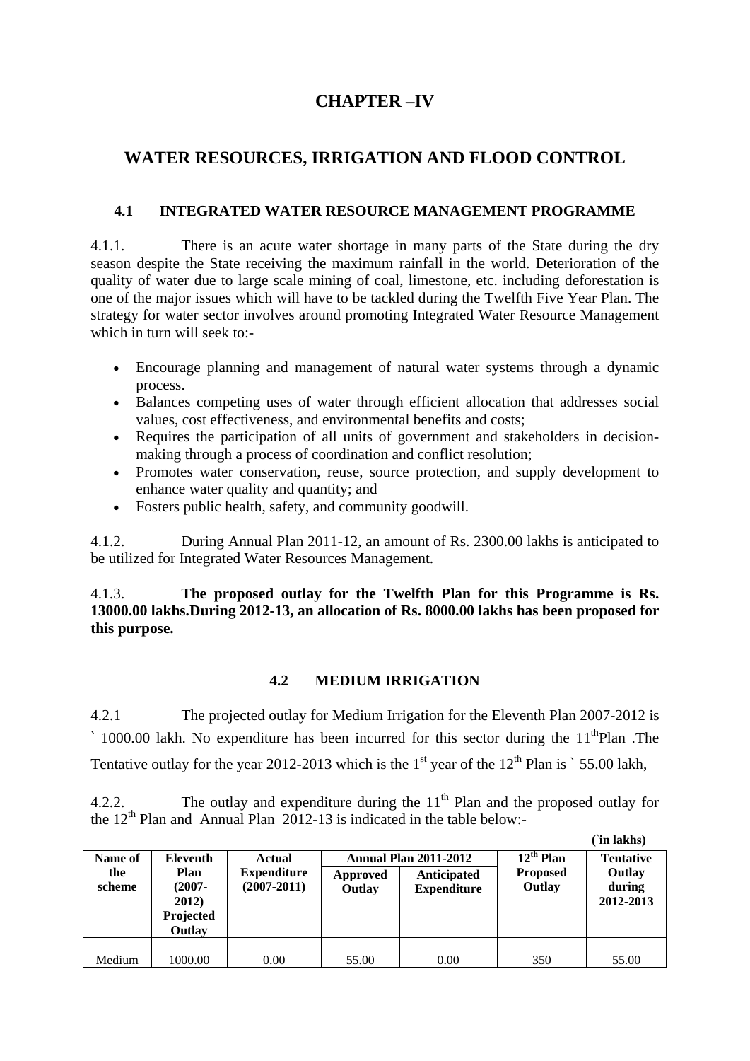# CHAPTER –IV

## WATER RESOURCES, IRRIGATION AND FLOOD CONTROL

### 4.1 INTEGRATED WATER RESOURCE MANAGEMENT PROGRAMME

4.1.1. There is an acute water shortage in many parts of the State during the dry season despite the State receiving the maximum rainfall in the world. Deterioration of the quality of water due to large scale mining of coal, limestone, etc. including deforestation is one of the major issues which will have to be tackled during the Twelfth Five Year Plan. The strategy for water sector involves around promoting Integrated Water Resource Management which in turn will seek to:-

- Encourage planning and management of natural water systems through a dynamic process.
- Balances competing uses of water through efficient allocation that addresses social values, cost effectiveness, and environmental benefits and costs;
- Requires the participation of all units of government and stakeholders in decision-making through a process of coordination and conflict resolution;
- Promotes water conservation, reuse, source protection, and supply development to enhance water quality and quantity; and
- Fosters public health, safety, and community goodwill.

4.1.2. During Annual Plan 2011-12, an amount of Rs. 2300.00 lakhs is anticipated to be utilized for Integrated Water Resources Management.

4.1.3. **The proposed outlay for the Twelfth Plan for this Programme is Rs. 13000.00 lakhs.During 2012-13, an allocation of Rs. 8000.00 lakhs has been proposed for this purpose.**

### 4.2 MEDIUM IRRIGATION

4.2.1 The projected outlay for Medium Irrigation for the Eleventh Plan 2007-2012 is ` 1000.00 lakh. No expenditure has been incurred for this sector during the 11th Plan .The Tentative outlay for the year 2012-2013 which is the 1st year of the 12th Plan is ` 55.00 lakh,

4.2.2. The outlay and expenditure during the 11th Plan and the proposed outlay for the 12th Plan and Annual Plan 2012-13 is indicated in the table below:-

(`in lakhs)

| Name of the scheme | Eleventh Plan (2007-2012) Projected Outlay | Actual Expenditure (2007-2011) | Annual Plan 2011-2012 | | 12th Plan Proposed Outlay | Tentative Outlay during 2012-2013 |
|---|---|---|---|---|---|---|
| | | | Approved Outlay | Anticipated Expenditure | | |
| Medium | 1000.00 | 0.00 | 55.00 | 0.00 | 350 | 55.00 |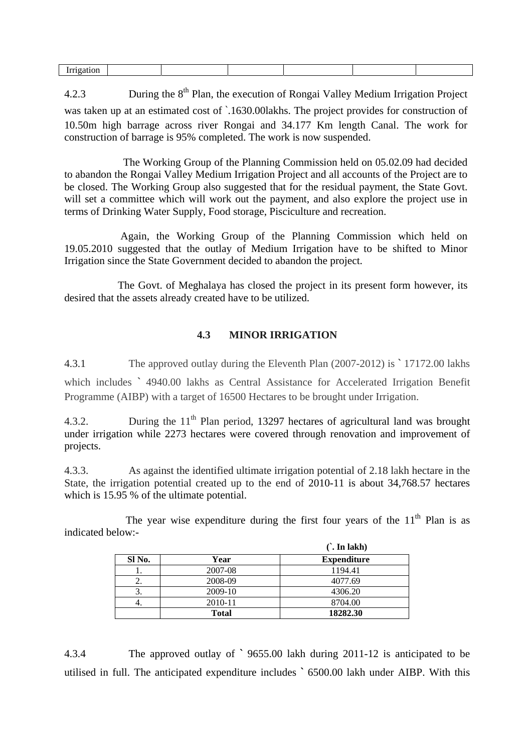| Irrigation | | | | | | |
|---|---|---|---|---|---|---|

4.2.3 During the 8th Plan, the execution of Rongai Valley Medium Irrigation Project was taken up at an estimated cost of `.1630.00lakhs. The project provides for construction of 10.50m high barrage across river Rongai and 34.177 Km length Canal. The work for construction of barrage is 95% completed. The work is now suspended.

The Working Group of the Planning Commission held on 05.02.09 had decided to abandon the Rongai Valley Medium Irrigation Project and all accounts of the Project are to be closed. The Working Group also suggested that for the residual payment, the State Govt. will set a committee which will work out the payment, and also explore the project use in terms of Drinking Water Supply, Food storage, Pisciculture and recreation.

Again, the Working Group of the Planning Commission which held on 19.05.2010 suggested that the outlay of Medium Irrigation have to be shifted to Minor Irrigation since the State Government decided to abandon the project.

The Govt. of Meghalaya has closed the project in its present form however, its desired that the assets already created have to be utilized.

### 4.3 MINOR IRRIGATION

4.3.1 The approved outlay during the Eleventh Plan (2007-2012) is ` 17172.00 lakhs which includes ` 4940.00 lakhs as Central Assistance for Accelerated Irrigation Benefit Programme (AIBP) with a target of 16500 Hectares to be brought under Irrigation.

4.3.2. During the 11th Plan period, 13297 hectares of agricultural land was brought under irrigation while 2273 hectares were covered through renovation and improvement of projects.

4.3.3. As against the identified ultimate irrigation potential of 2.18 lakh hectare in the State, the irrigation potential created up to the end of 2010-11 is about 34,768.57 hectares which is 15.95 % of the ultimate potential.

The year wise expenditure during the first four years of the 11th Plan is as indicated below:-

**(`. In lakh)**

| Sl No. | Year | Expenditure |
|---|---|---|
| 1. | 2007-08 | 1194.41 |
| 2. | 2008-09 | 4077.69 |
| 3. | 2009-10 | 4306.20 |
| 4. | 2010-11 | 8704.00 |
| | **Total** | **18282.30** |

4.3.4 The approved outlay of ` 9655.00 lakh during 2011-12 is anticipated to be utilised in full. The anticipated expenditure includes ` 6500.00 lakh under AIBP. With this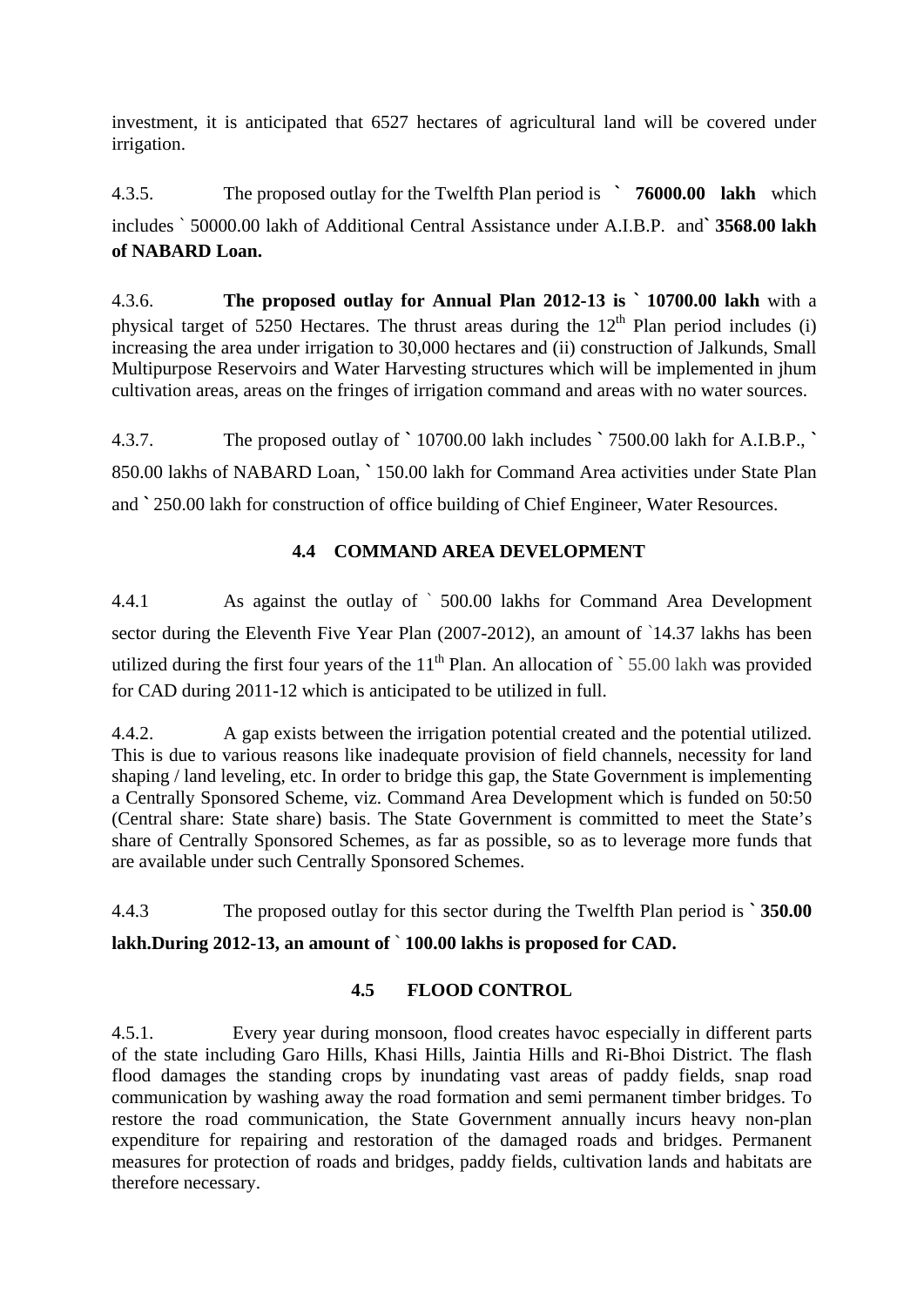investment, it is anticipated that 6527 hectares of agricultural land will be covered under irrigation.

4.3.5. The proposed outlay for the Twelfth Plan period is **` 76000.00 lakh** which includes ` 50000.00 lakh of Additional Central Assistance under A.I.B.P. and **` 3568.00 lakh of NABARD Loan.**

4.3.6. **The proposed outlay for Annual Plan 2012-13 is ` 10700.00 lakh** with a physical target of 5250 Hectares. The thrust areas during the 12th Plan period includes (i) increasing the area under irrigation to 30,000 hectares and (ii) construction of Jalkunds, Small Multipurpose Reservoirs and Water Harvesting structures which will be implemented in jhum cultivation areas, areas on the fringes of irrigation command and areas with no water sources.

4.3.7. The proposed outlay of ` 10700.00 lakh includes ` 7500.00 lakh for A.I.B.P., ` 850.00 lakhs of NABARD Loan, ` 150.00 lakh for Command Area activities under State Plan and ` 250.00 lakh for construction of office building of Chief Engineer, Water Resources.

## 4.4 COMMAND AREA DEVELOPMENT

4.4.1 As against the outlay of ` 500.00 lakhs for Command Area Development sector during the Eleventh Five Year Plan (2007-2012), an amount of `14.37 lakhs has been utilized during the first four years of the 11th Plan. An allocation of ` 55.00 lakh was provided for CAD during 2011-12 which is anticipated to be utilized in full.

4.4.2. A gap exists between the irrigation potential created and the potential utilized. This is due to various reasons like inadequate provision of field channels, necessity for land shaping / land leveling, etc. In order to bridge this gap, the State Government is implementing a Centrally Sponsored Scheme, viz. Command Area Development which is funded on 50:50 (Central share: State share) basis. The State Government is committed to meet the State's share of Centrally Sponsored Schemes, as far as possible, so as to leverage more funds that are available under such Centrally Sponsored Schemes.

4.4.3 The proposed outlay for this sector during the Twelfth Plan period is **` 350.00 lakh.During 2012-13, an amount of ` 100.00 lakhs is proposed for CAD.**

## 4.5 FLOOD CONTROL

4.5.1. Every year during monsoon, flood creates havoc especially in different parts of the state including Garo Hills, Khasi Hills, Jaintia Hills and Ri-Bhoi District. The flash flood damages the standing crops by inundating vast areas of paddy fields, snap road communication by washing away the road formation and semi permanent timber bridges. To restore the road communication, the State Government annually incurs heavy non-plan expenditure for repairing and restoration of the damaged roads and bridges. Permanent measures for protection of roads and bridges, paddy fields, cultivation lands and habitats are therefore necessary.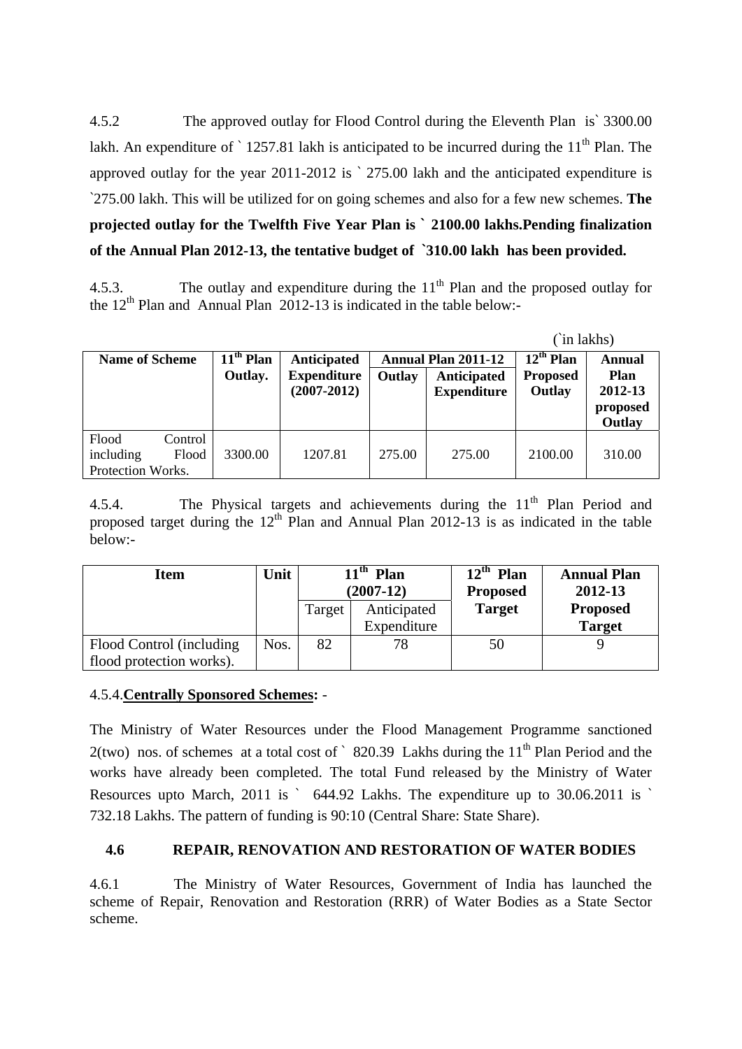4.5.2 The approved outlay for Flood Control during the Eleventh Plan is` 3300.00 lakh. An expenditure of ` 1257.81 lakh is anticipated to be incurred during the 11th Plan. The approved outlay for the year 2011-2012 is ` 275.00 lakh and the anticipated expenditure is `275.00 lakh. This will be utilized for on going schemes and also for a few new schemes. **The projected outlay for the Twelfth Five Year Plan is ` 2100.00 lakhs.Pending finalization of the Annual Plan 2012-13, the tentative budget of `310.00 lakh has been provided.**

4.5.3. The outlay and expenditure during the 11th Plan and the proposed outlay for the 12th Plan and Annual Plan 2012-13 is indicated in the table below:-

(`in lakhs)

| Name of Scheme | 11th Plan Outlay. | Anticipated Expenditure (2007-2012) | Annual Plan 2011-12 | | 12th Plan Proposed Outlay | Annual Plan 2012-13 proposed Outlay |
|---|---|---|---|---|---|---|
| | | | Outlay | Anticipated Expenditure | | |
| Flood Control including Flood Protection Works. | 3300.00 | 1207.81 | 275.00 | 275.00 | 2100.00 | 310.00 |

4.5.4. The Physical targets and achievements during the 11th Plan Period and proposed target during the 12th Plan and Annual Plan 2012-13 is as indicated in the table below:-

| Item | Unit | 11th Plan (2007-12) | | 12th Plan Proposed Target | Annual Plan 2012-13 Proposed Target |
|---|---|---|---|---|---|
| | | Target | Anticipated Expenditure | | |
| Flood Control (including flood protection works). | Nos. | 82 | 78 | 50 | 9 |

4.5.4.**Centrally Sponsored Schemes:** -

The Ministry of Water Resources under the Flood Management Programme sanctioned 2(two) nos. of schemes at a total cost of ` 820.39 Lakhs during the 11th Plan Period and the works have already been completed. The total Fund released by the Ministry of Water Resources upto March, 2011 is ` 644.92 Lakhs. The expenditure up to 30.06.2011 is ` 732.18 Lakhs. The pattern of funding is 90:10 (Central Share: State Share).

### 4.6 REPAIR, RENOVATION AND RESTORATION OF WATER BODIES

4.6.1 The Ministry of Water Resources, Government of India has launched the scheme of Repair, Renovation and Restoration (RRR) of Water Bodies as a State Sector scheme.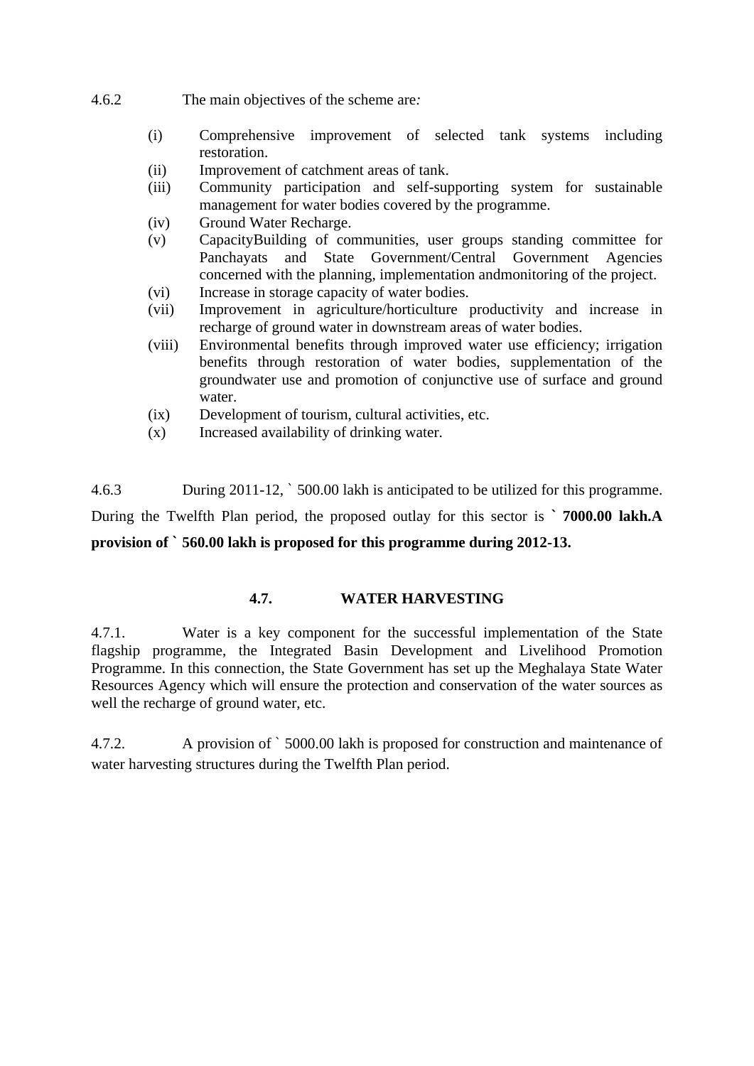4.6.2 The main objectives of the scheme are*:*

- (i) Comprehensive improvement of selected tank systems including restoration.
- (ii) Improvement of catchment areas of tank.
- (iii) Community participation and self-supporting system for sustainable management for water bodies covered by the programme.
- (iv) Ground Water Recharge.
- (v) CapacityBuilding of communities, user groups standing committee for Panchayats and State Government/Central Government Agencies concerned with the planning, implementation andmonitoring of the project.
- (vi) Increase in storage capacity of water bodies.
- (vii) Improvement in agriculture/horticulture productivity and increase in recharge of ground water in downstream areas of water bodies.
- (viii) Environmental benefits through improved water use efficiency; irrigation benefits through restoration of water bodies, supplementation of the groundwater use and promotion of conjunctive use of surface and ground water.
- (ix) Development of tourism, cultural activities, etc.
- (x) Increased availability of drinking water.

4.6.3 During 2011-12, ` 500.00 lakh is anticipated to be utilized for this programme. During the Twelfth Plan period, the proposed outlay for this sector is **` 7000.00 lakh.A provision of ` 560.00 lakh is proposed for this programme during 2012-13.**

## 4.7. WATER HARVESTING

4.7.1. Water is a key component for the successful implementation of the State flagship programme, the Integrated Basin Development and Livelihood Promotion Programme. In this connection, the State Government has set up the Meghalaya State Water Resources Agency which will ensure the protection and conservation of the water sources as well the recharge of ground water, etc.

4.7.2. A provision of ` 5000.00 lakh is proposed for construction and maintenance of water harvesting structures during the Twelfth Plan period.